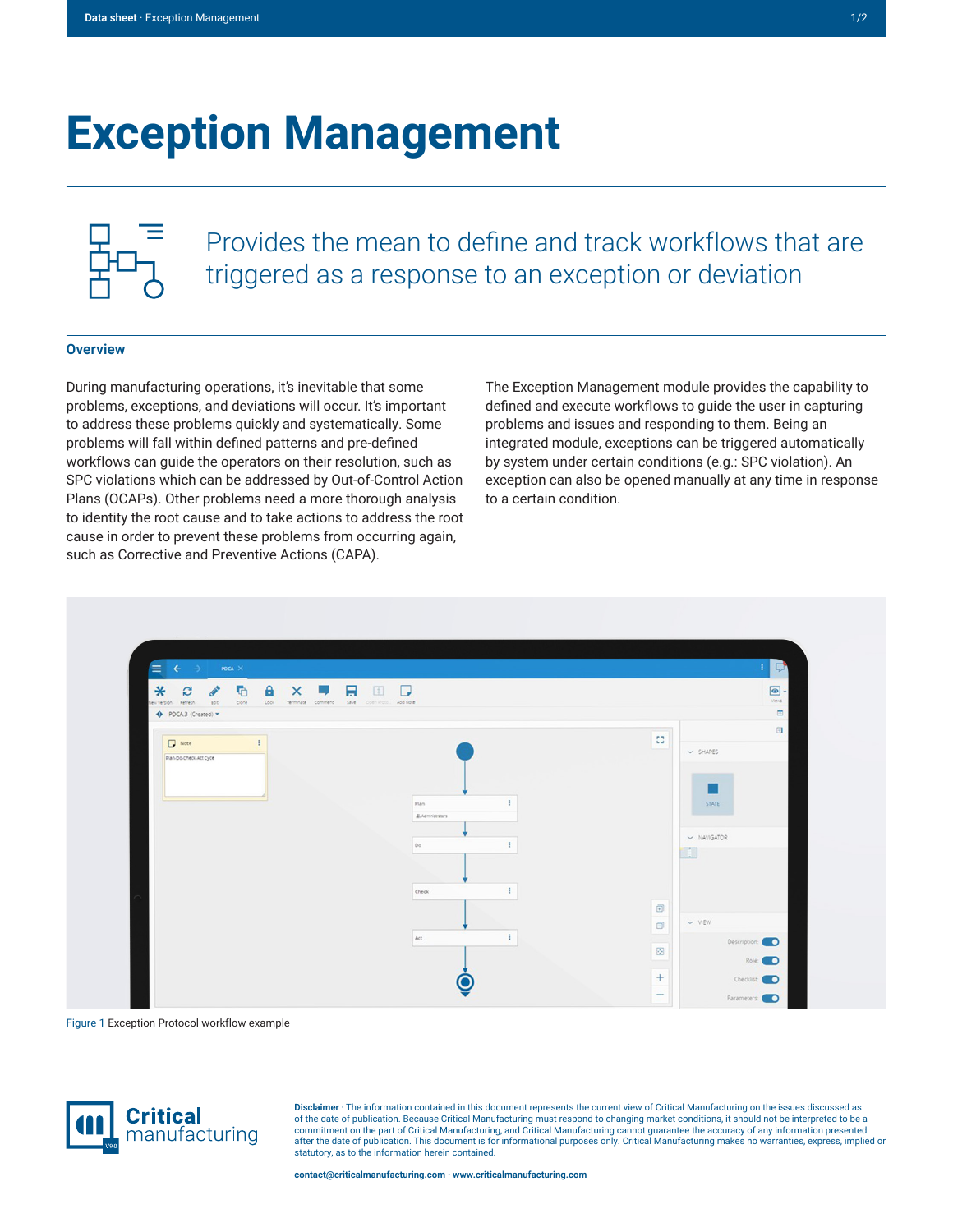# Exception Management

Provides the mean to define and track workflows that are triggered as a response to an exception or deviation

## Overview

During manufacturing operations, it's inevitable that some problems, exceptions, and deviations will occur. It's important to address these problems quickly and systematically. Some problems will fall within defined patterns and pre-defined workflows can guide the operators on their resolution, such as SPC violations which can be addressed by Out-of-Control Action Plans (OCAPs). Other problems need a more thorough analysis to identity the root cause and to take actions to address the root cause in order to prevent these problems from occurring again, such as Corrective and Preventive Actions (CAPA).

The Exception Management module provides the capability to defined and execute workflows to guide the user in capturing problems and issues and responding to them. Being an integrated module, exceptions can be triggered automatically by system under certain conditions (e.g.: SPC violation). An exception can also be opened manually at any time in response to a certain condition.

Figure 1 Exception Protocol workflow example

**Disclaimer** · The information contained in this document represents the current view of Critical Manufacturing on the issues discussed as of the date of publication. Because Critical Manufacturing must respond to changing market conditions, it should not be interpreted to be a commitment on the part of Critical Manufacturing, and Critical Manufacturing cannot guarantee the accuracy of any information presented after the date of publication. This document is for informational purposes only. Critical Manufacturing makes no warranties, express, implied or statutory, as to the information herein contained.

**contact@criticalmanufacturing.com · www.criticalmanufacturing.com**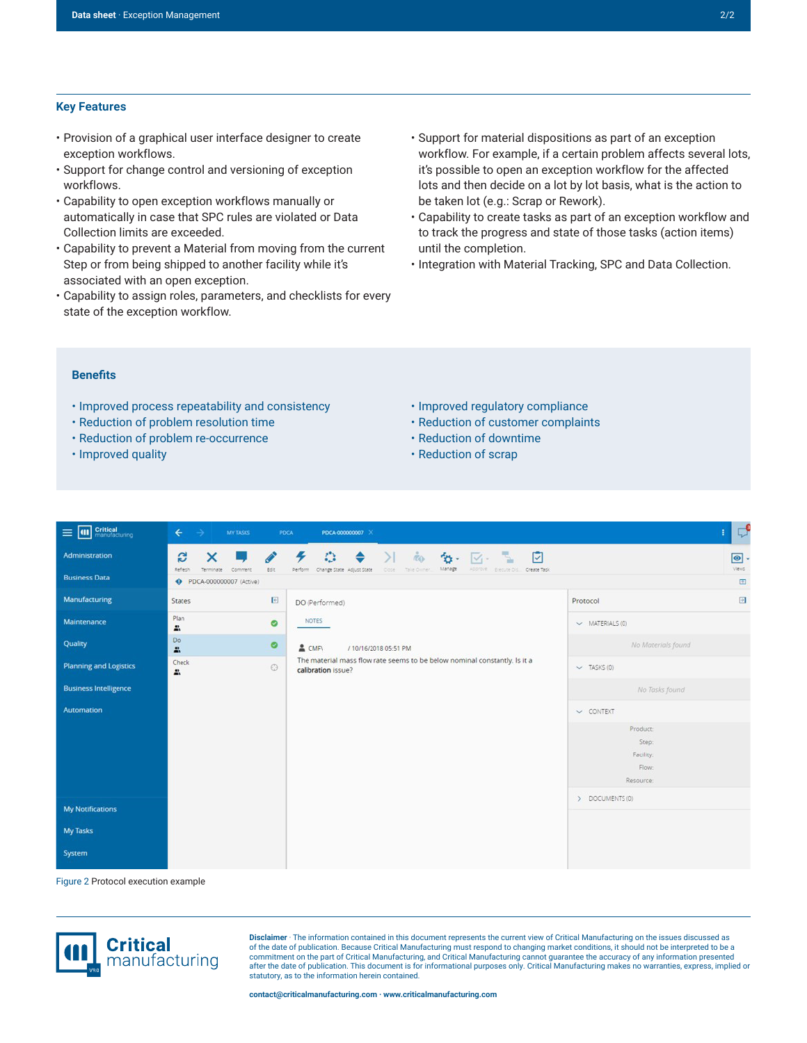## Key Features

- Provision of a graphical user interface designer to create exception workflows.
- Support for change control and versioning of exception workflows.
- Capability to open exception workflows manually or automatically in case that SPC rules are violated or Data Collection limits are exceeded.
- Capability to prevent a Material from moving from the current Step or from being shipped to another facility while it's associated with an open exception.
- Capability to assign roles, parameters, and checklists for every state of the exception workflow.
- Support for material dispositions as part of an exception workflow. For example, if a certain problem affects several lots, it's possible to open an exception workflow for the affected lots and then decide on a lot by lot basis, what is the action to be taken lot (e.g.: Scrap or Rework).
- Capability to create tasks as part of an exception workflow and to track the progress and state of those tasks (action items) until the completion.
- Integration with Material Tracking, SPC and Data Collection.

## Benefits

- Improved process repeatability and consistency
- Reduction of problem resolution time
- Reduction of problem re-occurrence
- Improved quality
- Improved regulatory compliance
- Reduction of customer complaints
- Reduction of downtime
- Reduction of scrap

Figure 2 Protocol execution example

**Disclaimer** · The information contained in this document represents the current view of Critical Manufacturing on the issues discussed as of the date of publication. Because Critical Manufacturing must respond to changing market conditions, it should not be interpreted to be a commitment on the part of Critical Manufacturing, and Critical Manufacturing cannot guarantee the accuracy of any information presented after the date of publication. This document is for informational purposes only. Critical Manufacturing makes no warranties, express, implied or statutory, as to the information herein contained.

contact@criticalmanufacturing.com · www.criticalmanufacturing.com